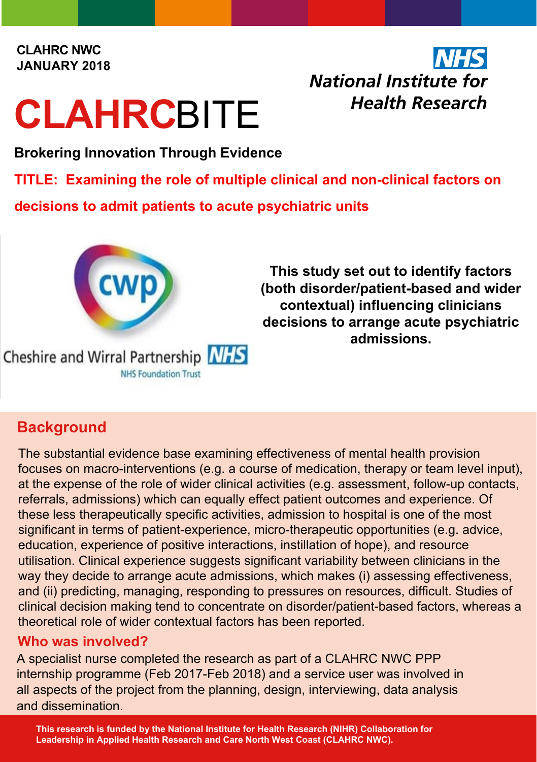CLAHRC NWC
JANUARY 2018

NHS
National Institute for
Health Research

# CLAHRCBITE

**Brokering Innovation Through Evidence**

## TITLE: Examining the role of multiple clinical and non-clinical factors on decisions to admit patients to acute psychiatric units

Cheshire and Wirral Partnership NHS
NHS Foundation Trust

**This study set out to identify factors (both disorder/patient-based and wider contextual) influencing clinicians decisions to arrange acute psychiatric admissions.**

## Background

The substantial evidence base examining effectiveness of mental health provision focuses on macro-interventions (e.g. a course of medication, therapy or team level input), at the expense of the role of wider clinical activities (e.g. assessment, follow-up contacts, referrals, admissions) which can equally effect patient outcomes and experience. Of these less therapeutically specific activities, admission to hospital is one of the most significant in terms of patient-experience, micro-therapeutic opportunities (e.g. advice, education, experience of positive interactions, instillation of hope), and resource utilisation. Clinical experience suggests significant variability between clinicians in the way they decide to arrange acute admissions, which makes (i) assessing effectiveness, and (ii) predicting, managing, responding to pressures on resources, difficult. Studies of clinical decision making tend to concentrate on disorder/patient-based factors, whereas a theoretical role of wider contextual factors has been reported.

### Who was involved?

A specialist nurse completed the research as part of a CLAHRC NWC PPP internship programme (Feb 2017-Feb 2018) and a service user was involved in all aspects of the project from the planning, design, interviewing, data analysis and dissemination.

**This research is funded by the National Institute for Health Research (NIHR) Collaboration for Leadership in Applied Health Research and Care North West Coast (CLAHRC NWC).**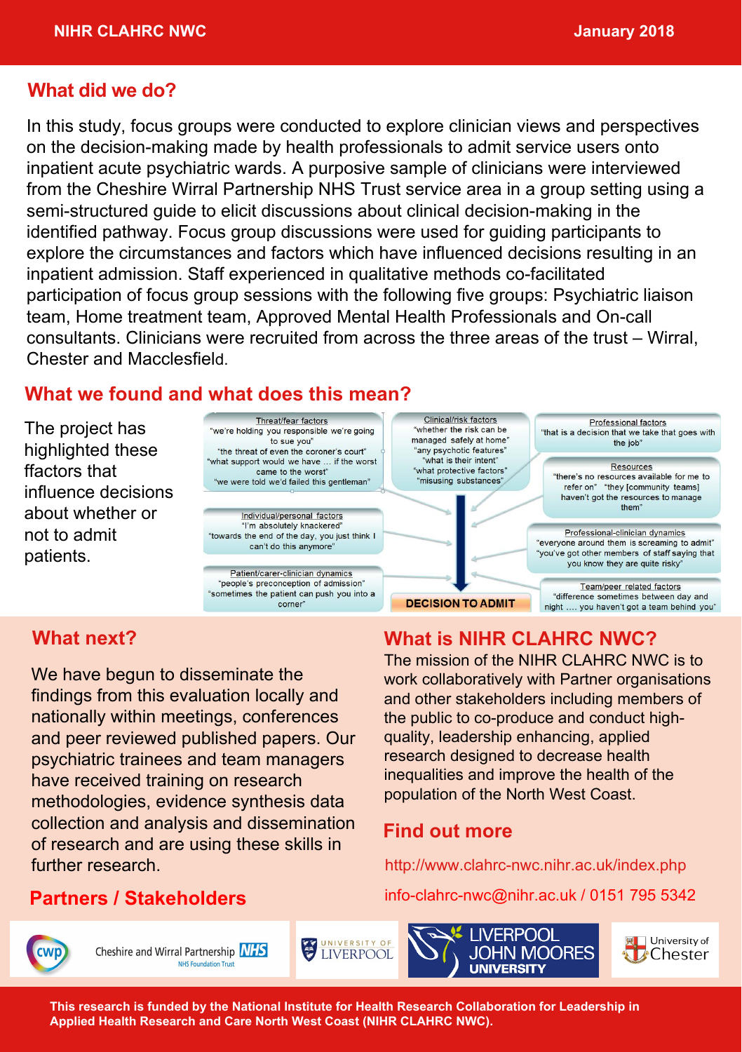## What did we do?

In this study, focus groups were conducted to explore clinician views and perspectives on the decision-making made by health professionals to admit service users onto inpatient acute psychiatric wards. A purposive sample of clinicians were interviewed from the Cheshire Wirral Partnership NHS Trust service area in a group setting using a semi-structured guide to elicit discussions about clinical decision-making in the identified pathway. Focus group discussions were used for guiding participants to explore the circumstances and factors which have influenced decisions resulting in an inpatient admission. Staff experienced in qualitative methods co-facilitated participation of focus group sessions with the following five groups: Psychiatric liaison team, Home treatment team, Approved Mental Health Professionals and On-call consultants. Clinicians were recruited from across the three areas of the trust – Wirral, Chester and Macclesfield.

## What we found and what does this mean?

The project has highlighted these ffactors that influence decisions about whether or not to admit patients.

Threat/fear factors
"we're holding you responsible we're going to sue you"
"the threat of even the coroner's court"
"what support would we have … if the worst came to the worst"
"we were told we'd failed this gentleman"

Clinical/risk factors
"whether the risk can be managed safely at home"
"any psychotic features"
"what is their intent"
"what protective factors"
"misusing substances"

Professional factors
"that is a decision that we take that goes with the job"

Resources
"there's no resources available for me to refer on" "they [community teams] haven't got the resources to manage them"

Individual/personal factors
"I'm absolutely knackered"
"towards the end of the day, you just think I can't do this anymore"

Professional-clinician dynamics
"everyone around them is screaming to admit"
"you've got other members of staff saying that you know they are quite risky"

Patient/carer-clinician dynamics
"people's preconception of admission"
"sometimes the patient can push you into a corner"

Team/peer related factors
"difference sometimes between day and night …. you haven't got a team behind you"

DECISION TO ADMIT

## What next?

We have begun to disseminate the findings from this evaluation locally and nationally within meetings, conferences and peer reviewed published papers. Our psychiatric trainees and team managers have received training on research methodologies, evidence synthesis data collection and analysis and dissemination of research and are using these skills in further research.

## What is NIHR CLAHRC NWC?

The mission of the NIHR CLAHRC NWC is to work collaboratively with Partner organisations and other stakeholders including members of the public to co-produce and conduct high-quality, leadership enhancing, applied research designed to decrease health inequalities and improve the health of the population of the North West Coast.

## Find out more

http://www.clahrc-nwc.nihr.ac.uk/index.php

info-clahrc-nwc@nihr.ac.uk / 0151 795 5342

## Partners / Stakeholders

Cheshire and Wirral Partnership NHS Foundation Trust

University of Liverpool

Liverpool John Moores University

University of Chester

**This research is funded by the National Institute for Health Research Collaboration for Leadership in Applied Health Research and Care North West Coast (NIHR CLAHRC NWC).**